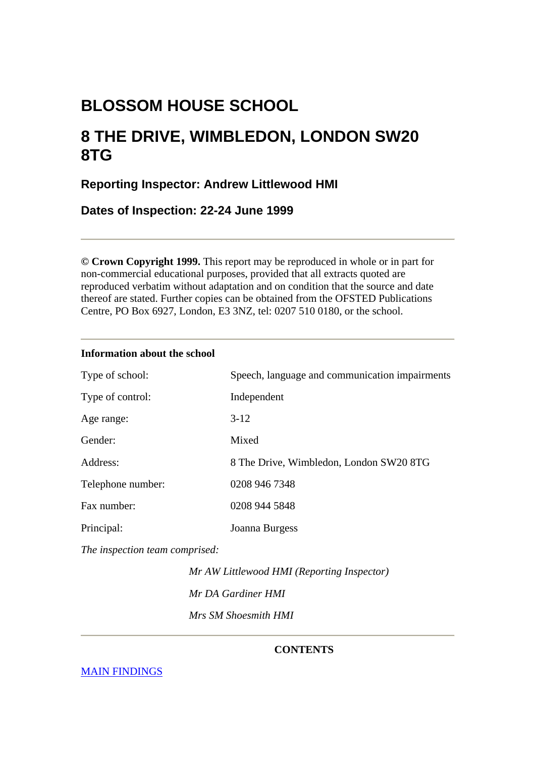# BLOSSOM HOUSE SCHOOL

# 8 THE DRIVE, WIMBLEDON, LONDON SW20 8TG

### Reporting Inspector: Andrew Littlewood HMI

### Dates of Inspection: 22-24 June 1999

---

**© Crown Copyright 1999.** This report may be reproduced in whole or in part for non-commercial educational purposes, provided that all extracts quoted are reproduced verbatim without adaptation and on condition that the source and date thereof are stated. Further copies can be obtained from the OFSTED Publications Centre, PO Box 6927, London, E3 3NZ, tel: 0207 510 0180, or the school.

---

**Information about the school**

| | |
|---|---|
| Type of school: | Speech, language and communication impairments |
| Type of control: | Independent |
| Age range: | 3-12 |
| Gender: | Mixed |
| Address: | 8 The Drive, Wimbledon, London SW20 8TG |
| Telephone number: | 0208 946 7348 |
| Fax number: | 0208 944 5848 |
| Principal: | Joanna Burgess |

*The inspection team comprised:*

*Mr AW Littlewood HMI (Reporting Inspector)*

*Mr DA Gardiner HMI*

*Mrs SM Shoesmith HMI*

---

**CONTENTS**

MAIN FINDINGS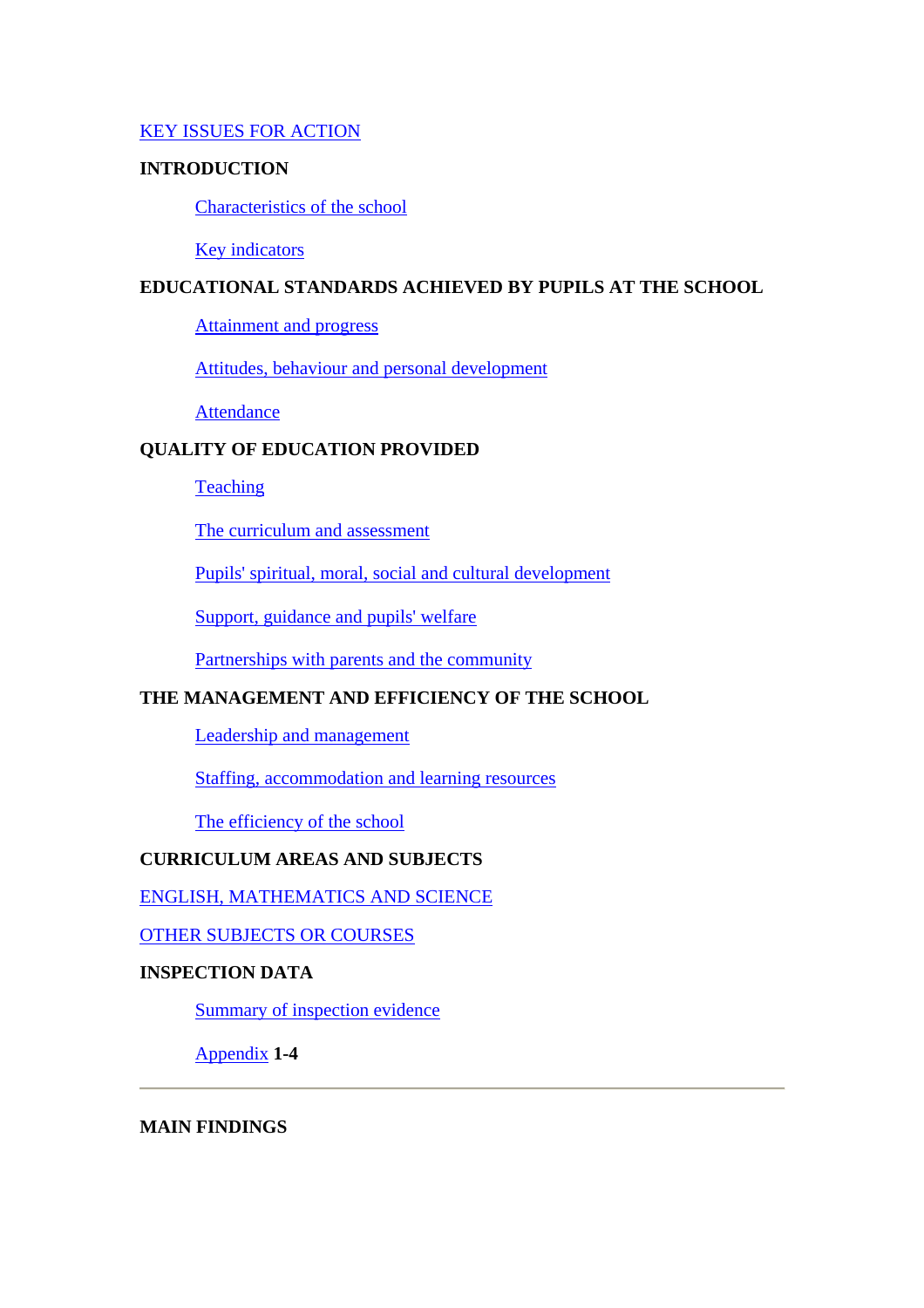KEY ISSUES FOR ACTION

**INTRODUCTION**

- Characteristics of the school
- Key indicators

**EDUCATIONAL STANDARDS ACHIEVED BY PUPILS AT THE SCHOOL**

- Attainment and progress
- Attitudes, behaviour and personal development
- Attendance

**QUALITY OF EDUCATION PROVIDED**

- Teaching
- The curriculum and assessment
- Pupils' spiritual, moral, social and cultural development
- Support, guidance and pupils' welfare
- Partnerships with parents and the community

**THE MANAGEMENT AND EFFICIENCY OF THE SCHOOL**

- Leadership and management
- Staffing, accommodation and learning resources
- The efficiency of the school

**CURRICULUM AREAS AND SUBJECTS**

ENGLISH, MATHEMATICS AND SCIENCE

OTHER SUBJECTS OR COURSES

**INSPECTION DATA**

- Summary of inspection evidence
- Appendix **1-4**

---

**MAIN FINDINGS**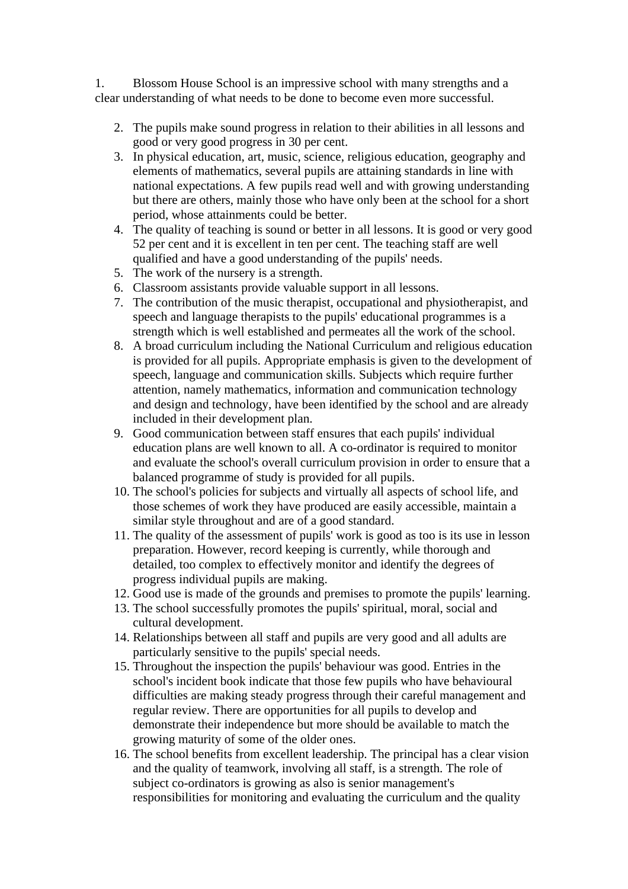1. Blossom House School is an impressive school with many strengths and a clear understanding of what needs to be done to become even more successful.

2. The pupils make sound progress in relation to their abilities in all lessons and good or very good progress in 30 per cent.
3. In physical education, art, music, science, religious education, geography and elements of mathematics, several pupils are attaining standards in line with national expectations. A few pupils read well and with growing understanding but there are others, mainly those who have only been at the school for a short period, whose attainments could be better.
4. The quality of teaching is sound or better in all lessons. It is good or very good 52 per cent and it is excellent in ten per cent. The teaching staff are well qualified and have a good understanding of the pupils' needs.
5. The work of the nursery is a strength.
6. Classroom assistants provide valuable support in all lessons.
7. The contribution of the music therapist, occupational and physiotherapist, and speech and language therapists to the pupils' educational programmes is a strength which is well established and permeates all the work of the school.
8. A broad curriculum including the National Curriculum and religious education is provided for all pupils. Appropriate emphasis is given to the development of speech, language and communication skills. Subjects which require further attention, namely mathematics, information and communication technology and design and technology, have been identified by the school and are already included in their development plan.
9. Good communication between staff ensures that each pupils' individual education plans are well known to all. A co-ordinator is required to monitor and evaluate the school's overall curriculum provision in order to ensure that a balanced programme of study is provided for all pupils.
10. The school's policies for subjects and virtually all aspects of school life, and those schemes of work they have produced are easily accessible, maintain a similar style throughout and are of a good standard.
11. The quality of the assessment of pupils' work is good as too is its use in lesson preparation. However, record keeping is currently, while thorough and detailed, too complex to effectively monitor and identify the degrees of progress individual pupils are making.
12. Good use is made of the grounds and premises to promote the pupils' learning.
13. The school successfully promotes the pupils' spiritual, moral, social and cultural development.
14. Relationships between all staff and pupils are very good and all adults are particularly sensitive to the pupils' special needs.
15. Throughout the inspection the pupils' behaviour was good. Entries in the school's incident book indicate that those few pupils who have behavioural difficulties are making steady progress through their careful management and regular review. There are opportunities for all pupils to develop and demonstrate their independence but more should be available to match the growing maturity of some of the older ones.
16. The school benefits from excellent leadership. The principal has a clear vision and the quality of teamwork, involving all staff, is a strength. The role of subject co-ordinators is growing as also is senior management's responsibilities for monitoring and evaluating the curriculum and the quality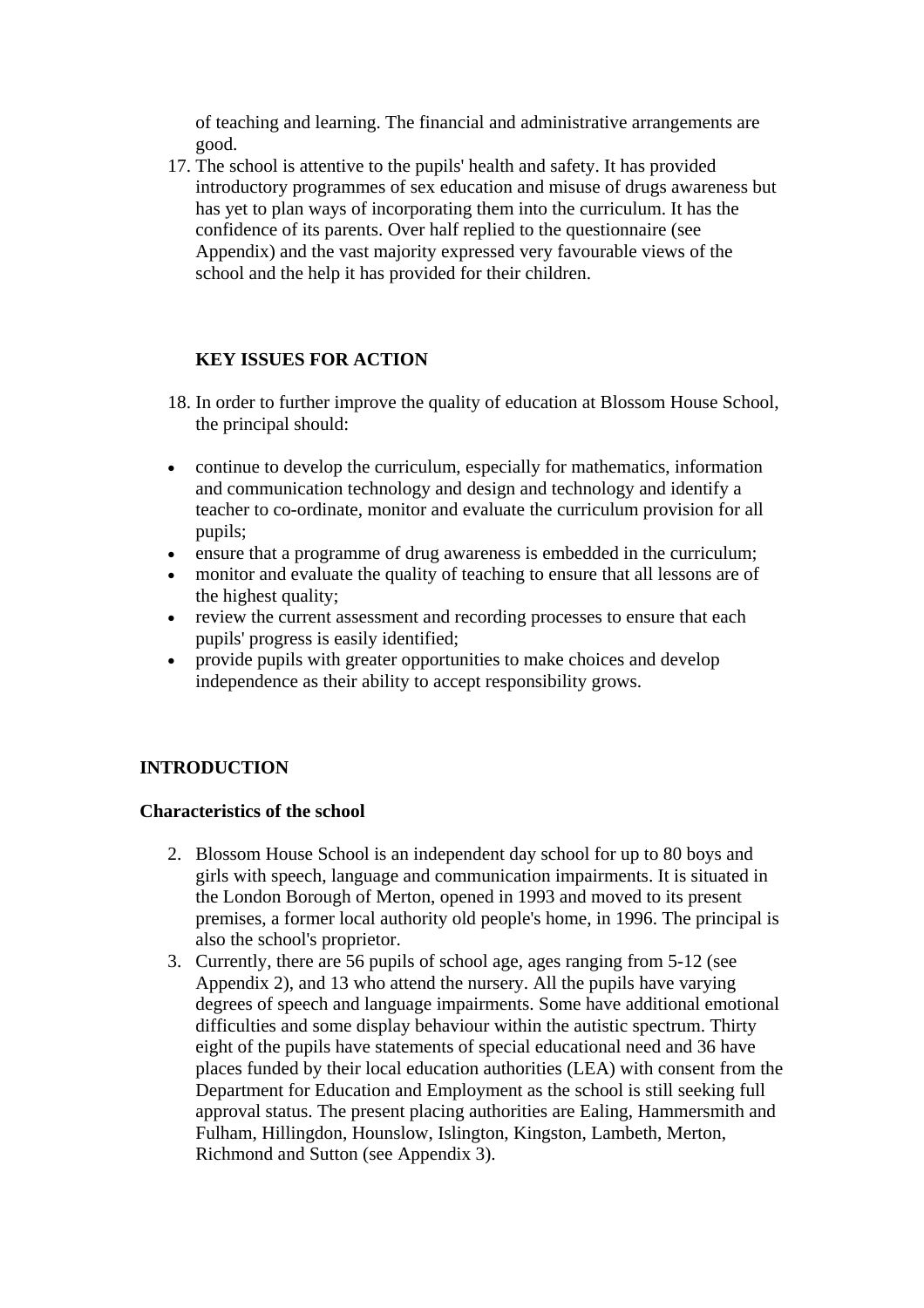of teaching and learning. The financial and administrative arrangements are good.

17. The school is attentive to the pupils' health and safety. It has provided introductory programmes of sex education and misuse of drugs awareness but has yet to plan ways of incorporating them into the curriculum. It has the confidence of its parents. Over half replied to the questionnaire (see Appendix) and the vast majority expressed very favourable views of the school and the help it has provided for their children.

**KEY ISSUES FOR ACTION**

18. In order to further improve the quality of education at Blossom House School, the principal should:

- continue to develop the curriculum, especially for mathematics, information and communication technology and design and technology and identify a teacher to co-ordinate, monitor and evaluate the curriculum provision for all pupils;
- ensure that a programme of drug awareness is embedded in the curriculum;
- monitor and evaluate the quality of teaching to ensure that all lessons are of the highest quality;
- review the current assessment and recording processes to ensure that each pupils' progress is easily identified;
- provide pupils with greater opportunities to make choices and develop independence as their ability to accept responsibility grows.

## INTRODUCTION

### Characteristics of the school

2. Blossom House School is an independent day school for up to 80 boys and girls with speech, language and communication impairments. It is situated in the London Borough of Merton, opened in 1993 and moved to its present premises, a former local authority old people's home, in 1996. The principal is also the school's proprietor.
3. Currently, there are 56 pupils of school age, ages ranging from 5-12 (see Appendix 2), and 13 who attend the nursery. All the pupils have varying degrees of speech and language impairments. Some have additional emotional difficulties and some display behaviour within the autistic spectrum. Thirty eight of the pupils have statements of special educational need and 36 have places funded by their local education authorities (LEA) with consent from the Department for Education and Employment as the school is still seeking full approval status. The present placing authorities are Ealing, Hammersmith and Fulham, Hillingdon, Hounslow, Islington, Kingston, Lambeth, Merton, Richmond and Sutton (see Appendix 3).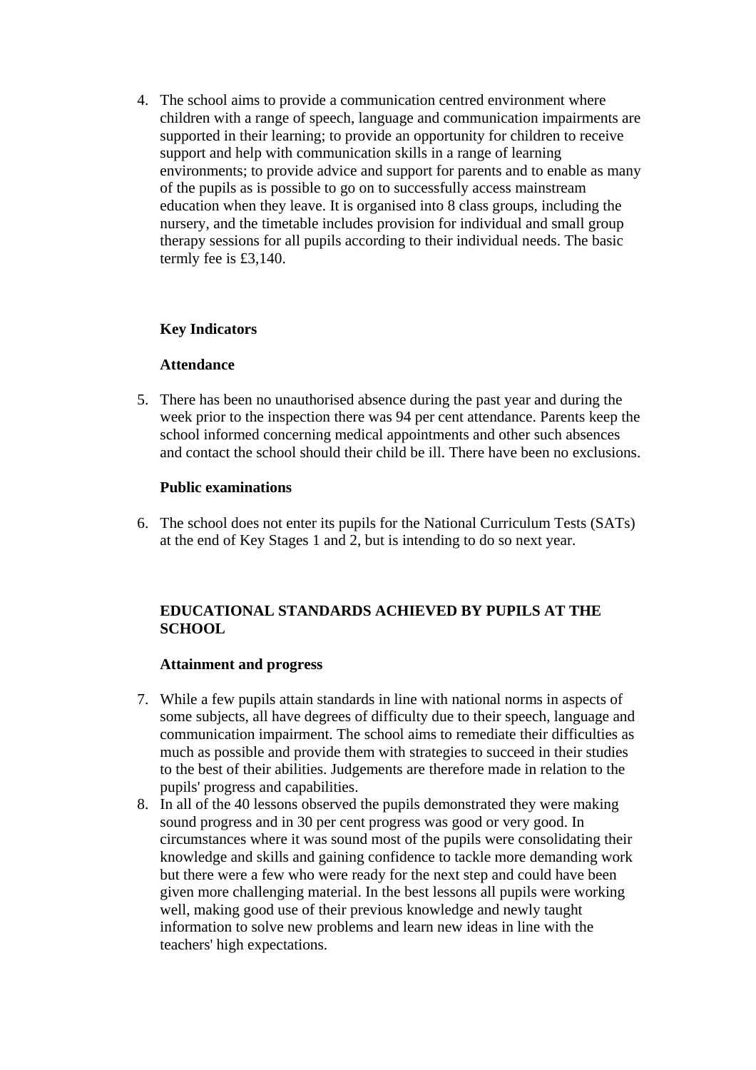4. The school aims to provide a communication centred environment where children with a range of speech, language and communication impairments are supported in their learning; to provide an opportunity for children to receive support and help with communication skills in a range of learning environments; to provide advice and support for parents and to enable as many of the pupils as is possible to go on to successfully access mainstream education when they leave. It is organised into 8 class groups, including the nursery, and the timetable includes provision for individual and small group therapy sessions for all pupils according to their individual needs. The basic termly fee is £3,140.

**Key Indicators**

**Attendance**

5. There has been no unauthorised absence during the past year and during the week prior to the inspection there was 94 per cent attendance. Parents keep the school informed concerning medical appointments and other such absences and contact the school should their child be ill. There have been no exclusions.

**Public examinations**

6. The school does not enter its pupils for the National Curriculum Tests (SATs) at the end of Key Stages 1 and 2, but is intending to do so next year.

## EDUCATIONAL STANDARDS ACHIEVED BY PUPILS AT THE SCHOOL

**Attainment and progress**

7. While a few pupils attain standards in line with national norms in aspects of some subjects, all have degrees of difficulty due to their speech, language and communication impairment. The school aims to remediate their difficulties as much as possible and provide them with strategies to succeed in their studies to the best of their abilities. Judgements are therefore made in relation to the pupils' progress and capabilities.
8. In all of the 40 lessons observed the pupils demonstrated they were making sound progress and in 30 per cent progress was good or very good. In circumstances where it was sound most of the pupils were consolidating their knowledge and skills and gaining confidence to tackle more demanding work but there were a few who were ready for the next step and could have been given more challenging material. In the best lessons all pupils were working well, making good use of their previous knowledge and newly taught information to solve new problems and learn new ideas in line with the teachers' high expectations.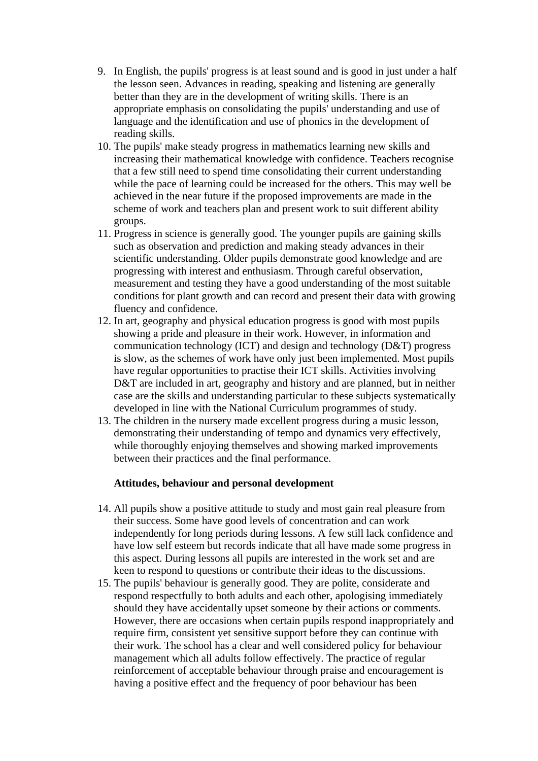9. In English, the pupils' progress is at least sound and is good in just under a half the lesson seen. Advances in reading, speaking and listening are generally better than they are in the development of writing skills. There is an appropriate emphasis on consolidating the pupils' understanding and use of language and the identification and use of phonics in the development of reading skills.
10. The pupils' make steady progress in mathematics learning new skills and increasing their mathematical knowledge with confidence. Teachers recognise that a few still need to spend time consolidating their current understanding while the pace of learning could be increased for the others. This may well be achieved in the near future if the proposed improvements are made in the scheme of work and teachers plan and present work to suit different ability groups.
11. Progress in science is generally good. The younger pupils are gaining skills such as observation and prediction and making steady advances in their scientific understanding. Older pupils demonstrate good knowledge and are progressing with interest and enthusiasm. Through careful observation, measurement and testing they have a good understanding of the most suitable conditions for plant growth and can record and present their data with growing fluency and confidence.
12. In art, geography and physical education progress is good with most pupils showing a pride and pleasure in their work. However, in information and communication technology (ICT) and design and technology (D&T) progress is slow, as the schemes of work have only just been implemented. Most pupils have regular opportunities to practise their ICT skills. Activities involving D&T are included in art, geography and history and are planned, but in neither case are the skills and understanding particular to these subjects systematically developed in line with the National Curriculum programmes of study.
13. The children in the nursery made excellent progress during a music lesson, demonstrating their understanding of tempo and dynamics very effectively, while thoroughly enjoying themselves and showing marked improvements between their practices and the final performance.

**Attitudes, behaviour and personal development**

14. All pupils show a positive attitude to study and most gain real pleasure from their success. Some have good levels of concentration and can work independently for long periods during lessons. A few still lack confidence and have low self esteem but records indicate that all have made some progress in this aspect. During lessons all pupils are interested in the work set and are keen to respond to questions or contribute their ideas to the discussions.
15. The pupils' behaviour is generally good. They are polite, considerate and respond respectfully to both adults and each other, apologising immediately should they have accidentally upset someone by their actions or comments. However, there are occasions when certain pupils respond inappropriately and require firm, consistent yet sensitive support before they can continue with their work. The school has a clear and well considered policy for behaviour management which all adults follow effectively. The practice of regular reinforcement of acceptable behaviour through praise and encouragement is having a positive effect and the frequency of poor behaviour has been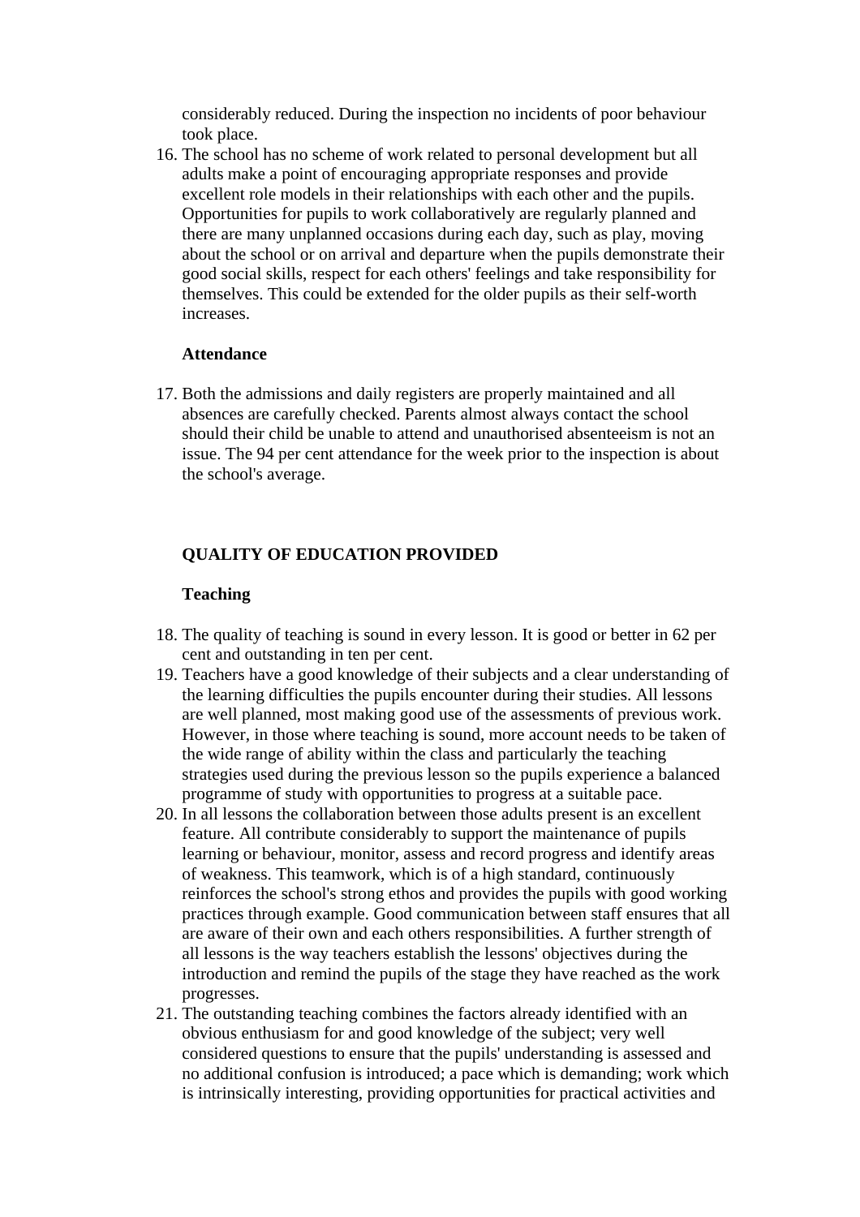considerably reduced. During the inspection no incidents of poor behaviour took place.

16. The school has no scheme of work related to personal development but all adults make a point of encouraging appropriate responses and provide excellent role models in their relationships with each other and the pupils. Opportunities for pupils to work collaboratively are regularly planned and there are many unplanned occasions during each day, such as play, moving about the school or on arrival and departure when the pupils demonstrate their good social skills, respect for each others' feelings and take responsibility for themselves. This could be extended for the older pupils as their self-worth increases.

**Attendance**

17. Both the admissions and daily registers are properly maintained and all absences are carefully checked. Parents almost always contact the school should their child be unable to attend and unauthorised absenteeism is not an issue. The 94 per cent attendance for the week prior to the inspection is about the school's average.

## QUALITY OF EDUCATION PROVIDED

**Teaching**

18. The quality of teaching is sound in every lesson. It is good or better in 62 per cent and outstanding in ten per cent.
19. Teachers have a good knowledge of their subjects and a clear understanding of the learning difficulties the pupils encounter during their studies. All lessons are well planned, most making good use of the assessments of previous work. However, in those where teaching is sound, more account needs to be taken of the wide range of ability within the class and particularly the teaching strategies used during the previous lesson so the pupils experience a balanced programme of study with opportunities to progress at a suitable pace.
20. In all lessons the collaboration between those adults present is an excellent feature. All contribute considerably to support the maintenance of pupils learning or behaviour, monitor, assess and record progress and identify areas of weakness. This teamwork, which is of a high standard, continuously reinforces the school's strong ethos and provides the pupils with good working practices through example. Good communication between staff ensures that all are aware of their own and each others responsibilities. A further strength of all lessons is the way teachers establish the lessons' objectives during the introduction and remind the pupils of the stage they have reached as the work progresses.
21. The outstanding teaching combines the factors already identified with an obvious enthusiasm for and good knowledge of the subject; very well considered questions to ensure that the pupils' understanding is assessed and no additional confusion is introduced; a pace which is demanding; work which is intrinsically interesting, providing opportunities for practical activities and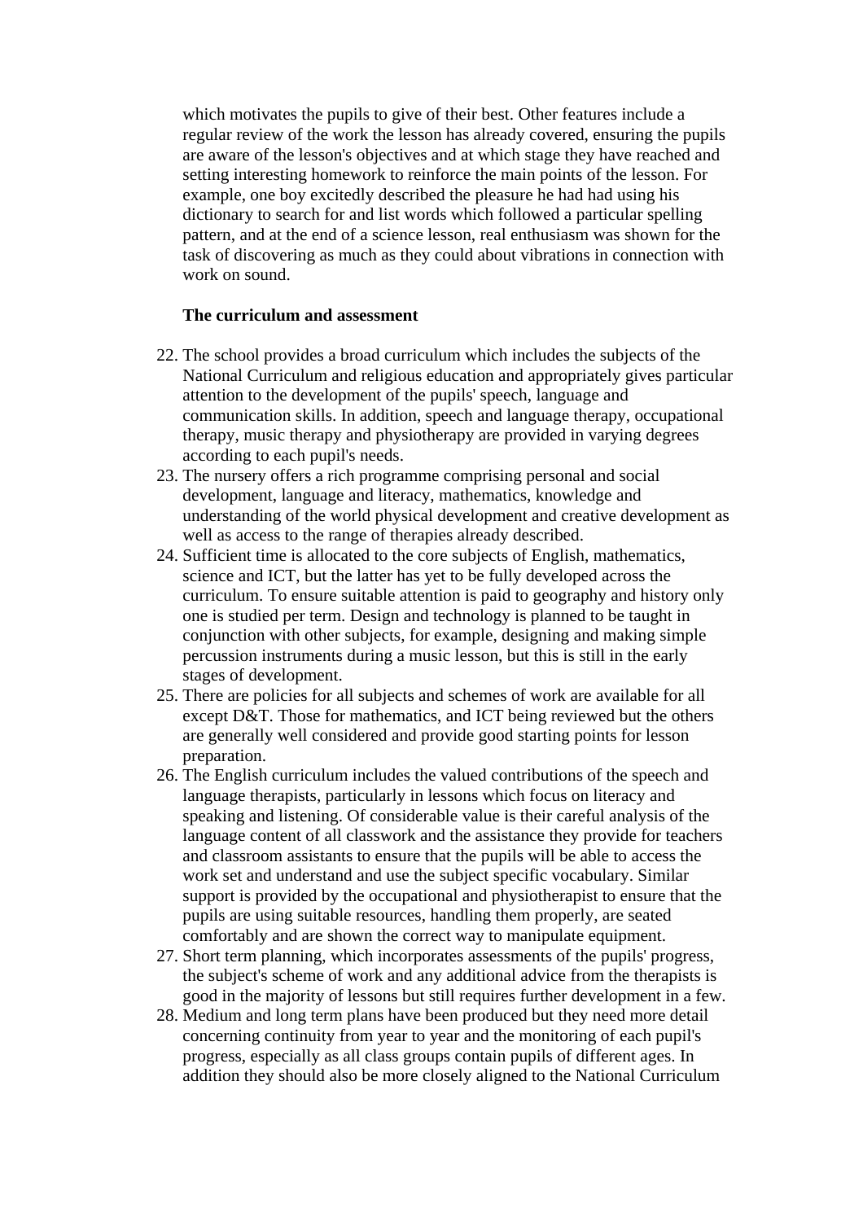which motivates the pupils to give of their best. Other features include a regular review of the work the lesson has already covered, ensuring the pupils are aware of the lesson's objectives and at which stage they have reached and setting interesting homework to reinforce the main points of the lesson. For example, one boy excitedly described the pleasure he had had using his dictionary to search for and list words which followed a particular spelling pattern, and at the end of a science lesson, real enthusiasm was shown for the task of discovering as much as they could about vibrations in connection with work on sound.

**The curriculum and assessment**

22. The school provides a broad curriculum which includes the subjects of the National Curriculum and religious education and appropriately gives particular attention to the development of the pupils' speech, language and communication skills. In addition, speech and language therapy, occupational therapy, music therapy and physiotherapy are provided in varying degrees according to each pupil's needs.
23. The nursery offers a rich programme comprising personal and social development, language and literacy, mathematics, knowledge and understanding of the world physical development and creative development as well as access to the range of therapies already described.
24. Sufficient time is allocated to the core subjects of English, mathematics, science and ICT, but the latter has yet to be fully developed across the curriculum. To ensure suitable attention is paid to geography and history only one is studied per term. Design and technology is planned to be taught in conjunction with other subjects, for example, designing and making simple percussion instruments during a music lesson, but this is still in the early stages of development.
25. There are policies for all subjects and schemes of work are available for all except D&T. Those for mathematics, and ICT being reviewed but the others are generally well considered and provide good starting points for lesson preparation.
26. The English curriculum includes the valued contributions of the speech and language therapists, particularly in lessons which focus on literacy and speaking and listening. Of considerable value is their careful analysis of the language content of all classwork and the assistance they provide for teachers and classroom assistants to ensure that the pupils will be able to access the work set and understand and use the subject specific vocabulary. Similar support is provided by the occupational and physiotherapist to ensure that the pupils are using suitable resources, handling them properly, are seated comfortably and are shown the correct way to manipulate equipment.
27. Short term planning, which incorporates assessments of the pupils' progress, the subject's scheme of work and any additional advice from the therapists is good in the majority of lessons but still requires further development in a few.
28. Medium and long term plans have been produced but they need more detail concerning continuity from year to year and the monitoring of each pupil's progress, especially as all class groups contain pupils of different ages. In addition they should also be more closely aligned to the National Curriculum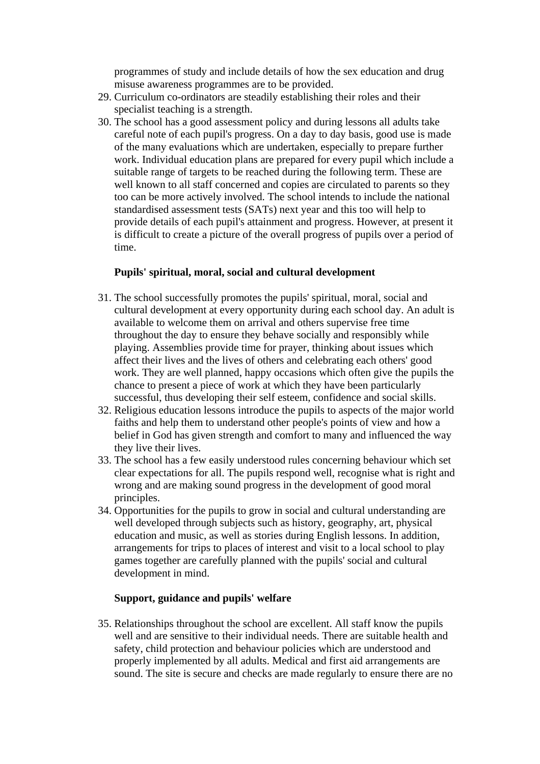programmes of study and include details of how the sex education and drug misuse awareness programmes are to be provided.

29. Curriculum co-ordinators are steadily establishing their roles and their specialist teaching is a strength.
30. The school has a good assessment policy and during lessons all adults take careful note of each pupil's progress. On a day to day basis, good use is made of the many evaluations which are undertaken, especially to prepare further work. Individual education plans are prepared for every pupil which include a suitable range of targets to be reached during the following term. These are well known to all staff concerned and copies are circulated to parents so they too can be more actively involved. The school intends to include the national standardised assessment tests (SATs) next year and this too will help to provide details of each pupil's attainment and progress. However, at present it is difficult to create a picture of the overall progress of pupils over a period of time.

**Pupils' spiritual, moral, social and cultural development**

31. The school successfully promotes the pupils' spiritual, moral, social and cultural development at every opportunity during each school day. An adult is available to welcome them on arrival and others supervise free time throughout the day to ensure they behave socially and responsibly while playing. Assemblies provide time for prayer, thinking about issues which affect their lives and the lives of others and celebrating each others' good work. They are well planned, happy occasions which often give the pupils the chance to present a piece of work at which they have been particularly successful, thus developing their self esteem, confidence and social skills.
32. Religious education lessons introduce the pupils to aspects of the major world faiths and help them to understand other people's points of view and how a belief in God has given strength and comfort to many and influenced the way they live their lives.
33. The school has a few easily understood rules concerning behaviour which set clear expectations for all. The pupils respond well, recognise what is right and wrong and are making sound progress in the development of good moral principles.
34. Opportunities for the pupils to grow in social and cultural understanding are well developed through subjects such as history, geography, art, physical education and music, as well as stories during English lessons. In addition, arrangements for trips to places of interest and visit to a local school to play games together are carefully planned with the pupils' social and cultural development in mind.

**Support, guidance and pupils' welfare**

35. Relationships throughout the school are excellent. All staff know the pupils well and are sensitive to their individual needs. There are suitable health and safety, child protection and behaviour policies which are understood and properly implemented by all adults. Medical and first aid arrangements are sound. The site is secure and checks are made regularly to ensure there are no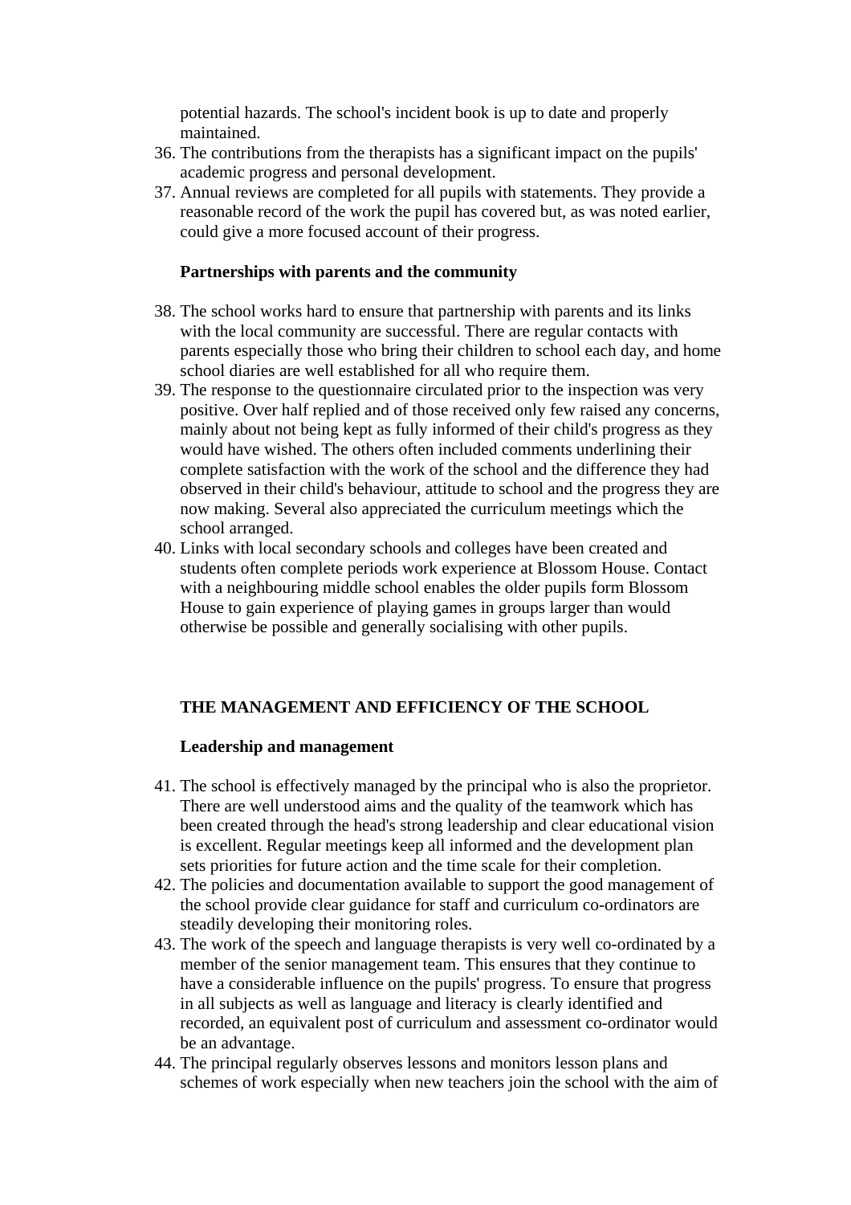potential hazards. The school's incident book is up to date and properly maintained.

36. The contributions from the therapists has a significant impact on the pupils' academic progress and personal development.
37. Annual reviews are completed for all pupils with statements. They provide a reasonable record of the work the pupil has covered but, as was noted earlier, could give a more focused account of their progress.

**Partnerships with parents and the community**

38. The school works hard to ensure that partnership with parents and its links with the local community are successful. There are regular contacts with parents especially those who bring their children to school each day, and home school diaries are well established for all who require them.
39. The response to the questionnaire circulated prior to the inspection was very positive. Over half replied and of those received only few raised any concerns, mainly about not being kept as fully informed of their child's progress as they would have wished. The others often included comments underlining their complete satisfaction with the work of the school and the difference they had observed in their child's behaviour, attitude to school and the progress they are now making. Several also appreciated the curriculum meetings which the school arranged.
40. Links with local secondary schools and colleges have been created and students often complete periods work experience at Blossom House. Contact with a neighbouring middle school enables the older pupils form Blossom House to gain experience of playing games in groups larger than would otherwise be possible and generally socialising with other pupils.

## THE MANAGEMENT AND EFFICIENCY OF THE SCHOOL

**Leadership and management**

41. The school is effectively managed by the principal who is also the proprietor. There are well understood aims and the quality of the teamwork which has been created through the head's strong leadership and clear educational vision is excellent. Regular meetings keep all informed and the development plan sets priorities for future action and the time scale for their completion.
42. The policies and documentation available to support the good management of the school provide clear guidance for staff and curriculum co-ordinators are steadily developing their monitoring roles.
43. The work of the speech and language therapists is very well co-ordinated by a member of the senior management team. This ensures that they continue to have a considerable influence on the pupils' progress. To ensure that progress in all subjects as well as language and literacy is clearly identified and recorded, an equivalent post of curriculum and assessment co-ordinator would be an advantage.
44. The principal regularly observes lessons and monitors lesson plans and schemes of work especially when new teachers join the school with the aim of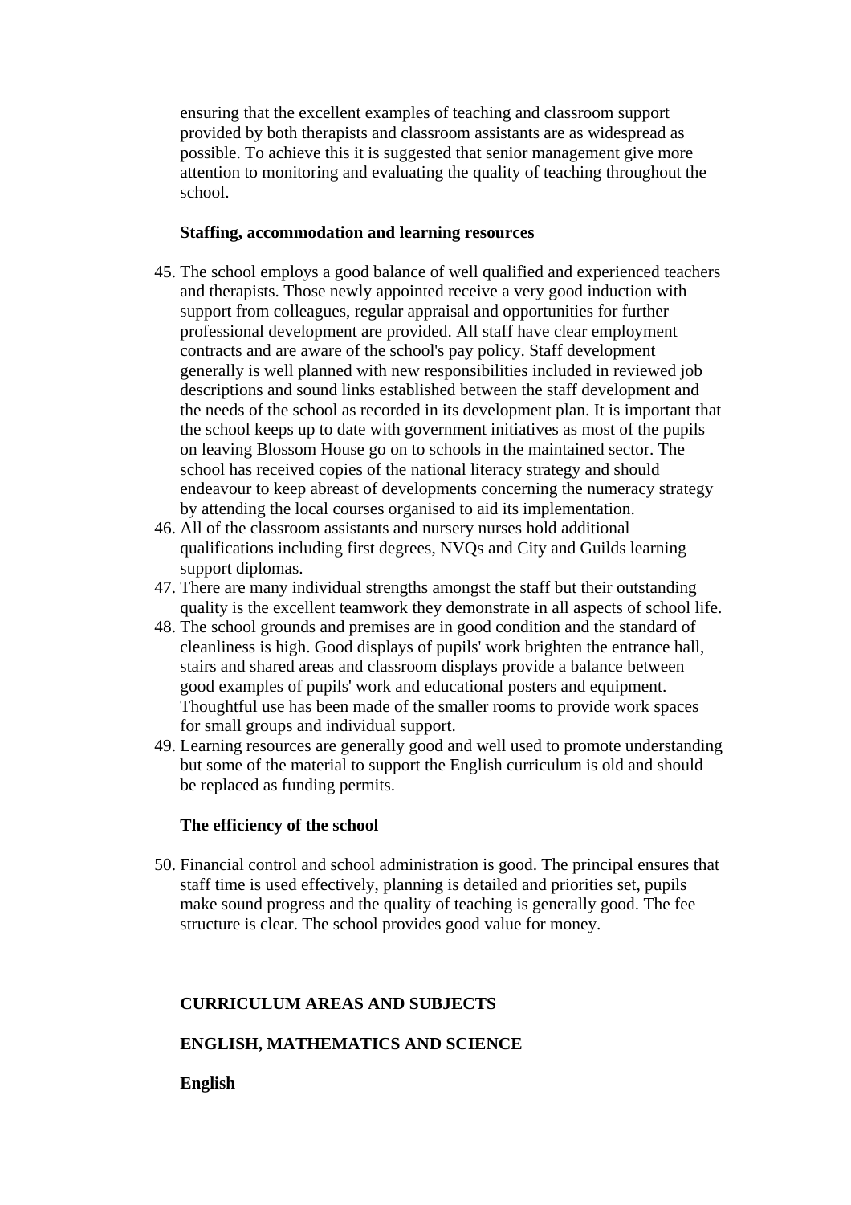ensuring that the excellent examples of teaching and classroom support provided by both therapists and classroom assistants are as widespread as possible. To achieve this it is suggested that senior management give more attention to monitoring and evaluating the quality of teaching throughout the school.

**Staffing, accommodation and learning resources**

45. The school employs a good balance of well qualified and experienced teachers and therapists. Those newly appointed receive a very good induction with support from colleagues, regular appraisal and opportunities for further professional development are provided. All staff have clear employment contracts and are aware of the school's pay policy. Staff development generally is well planned with new responsibilities included in reviewed job descriptions and sound links established between the staff development and the needs of the school as recorded in its development plan. It is important that the school keeps up to date with government initiatives as most of the pupils on leaving Blossom House go on to schools in the maintained sector. The school has received copies of the national literacy strategy and should endeavour to keep abreast of developments concerning the numeracy strategy by attending the local courses organised to aid its implementation.
46. All of the classroom assistants and nursery nurses hold additional qualifications including first degrees, NVQs and City and Guilds learning support diplomas.
47. There are many individual strengths amongst the staff but their outstanding quality is the excellent teamwork they demonstrate in all aspects of school life.
48. The school grounds and premises are in good condition and the standard of cleanliness is high. Good displays of pupils' work brighten the entrance hall, stairs and shared areas and classroom displays provide a balance between good examples of pupils' work and educational posters and equipment. Thoughtful use has been made of the smaller rooms to provide work spaces for small groups and individual support.
49. Learning resources are generally good and well used to promote understanding but some of the material to support the English curriculum is old and should be replaced as funding permits.

**The efficiency of the school**

50. Financial control and school administration is good. The principal ensures that staff time is used effectively, planning is detailed and priorities set, pupils make sound progress and the quality of teaching is generally good. The fee structure is clear. The school provides good value for money.

## CURRICULUM AREAS AND SUBJECTS

### ENGLISH, MATHEMATICS AND SCIENCE

#### English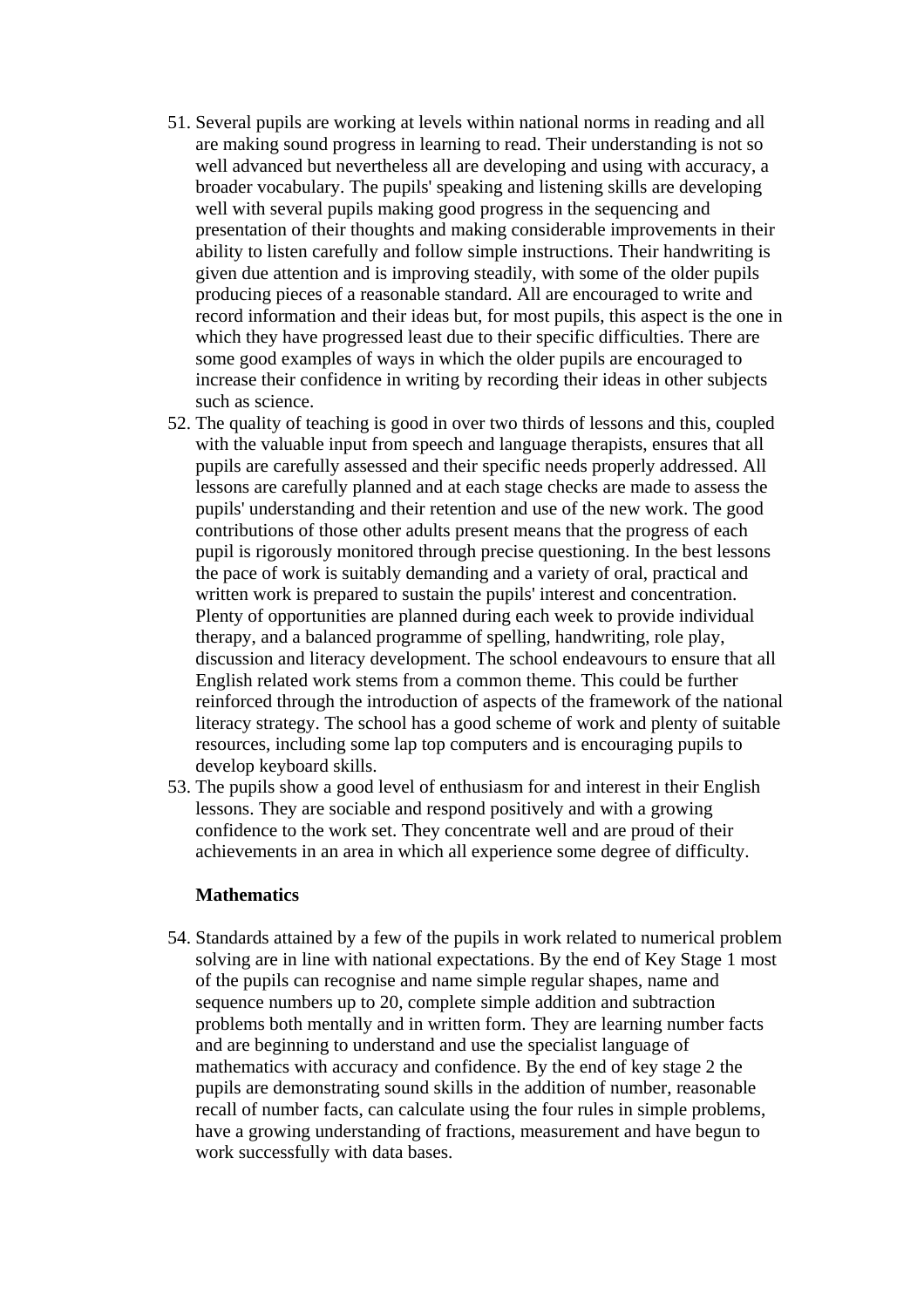51. Several pupils are working at levels within national norms in reading and all are making sound progress in learning to read. Their understanding is not so well advanced but nevertheless all are developing and using with accuracy, a broader vocabulary. The pupils' speaking and listening skills are developing well with several pupils making good progress in the sequencing and presentation of their thoughts and making considerable improvements in their ability to listen carefully and follow simple instructions. Their handwriting is given due attention and is improving steadily, with some of the older pupils producing pieces of a reasonable standard. All are encouraged to write and record information and their ideas but, for most pupils, this aspect is the one in which they have progressed least due to their specific difficulties. There are some good examples of ways in which the older pupils are encouraged to increase their confidence in writing by recording their ideas in other subjects such as science.
52. The quality of teaching is good in over two thirds of lessons and this, coupled with the valuable input from speech and language therapists, ensures that all pupils are carefully assessed and their specific needs properly addressed. All lessons are carefully planned and at each stage checks are made to assess the pupils' understanding and their retention and use of the new work. The good contributions of those other adults present means that the progress of each pupil is rigorously monitored through precise questioning. In the best lessons the pace of work is suitably demanding and a variety of oral, practical and written work is prepared to sustain the pupils' interest and concentration. Plenty of opportunities are planned during each week to provide individual therapy, and a balanced programme of spelling, handwriting, role play, discussion and literacy development. The school endeavours to ensure that all English related work stems from a common theme. This could be further reinforced through the introduction of aspects of the framework of the national literacy strategy. The school has a good scheme of work and plenty of suitable resources, including some lap top computers and is encouraging pupils to develop keyboard skills.
53. The pupils show a good level of enthusiasm for and interest in their English lessons. They are sociable and respond positively and with a growing confidence to the work set. They concentrate well and are proud of their achievements in an area in which all experience some degree of difficulty.

**Mathematics**

54. Standards attained by a few of the pupils in work related to numerical problem solving are in line with national expectations. By the end of Key Stage 1 most of the pupils can recognise and name simple regular shapes, name and sequence numbers up to 20, complete simple addition and subtraction problems both mentally and in written form. They are learning number facts and are beginning to understand and use the specialist language of mathematics with accuracy and confidence. By the end of key stage 2 the pupils are demonstrating sound skills in the addition of number, reasonable recall of number facts, can calculate using the four rules in simple problems, have a growing understanding of fractions, measurement and have begun to work successfully with data bases.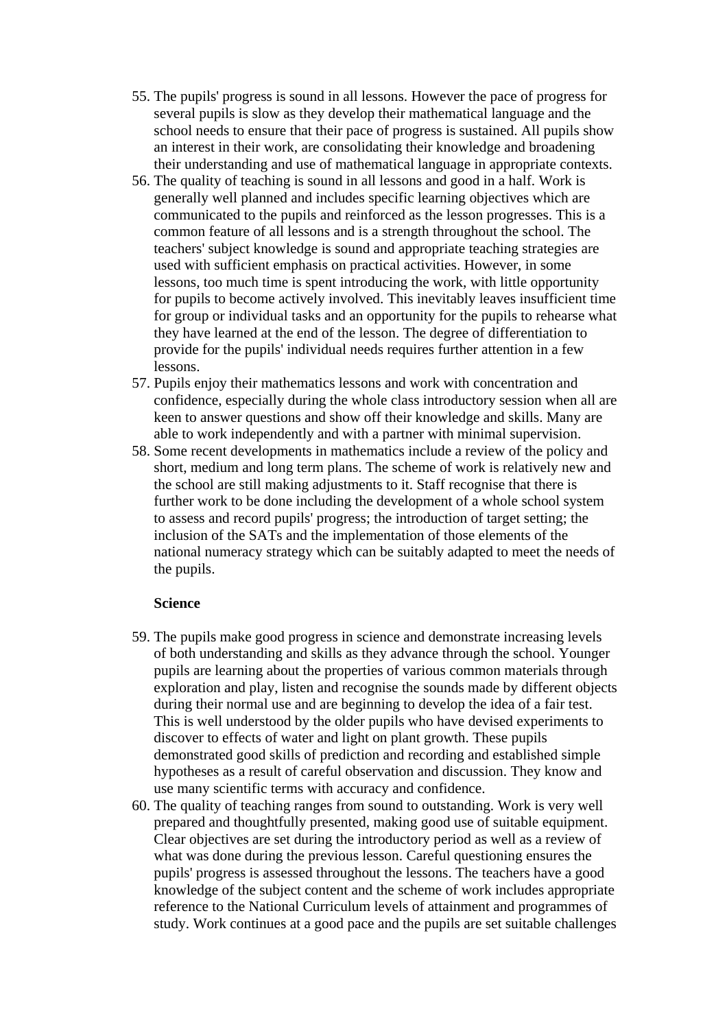55. The pupils' progress is sound in all lessons. However the pace of progress for several pupils is slow as they develop their mathematical language and the school needs to ensure that their pace of progress is sustained. All pupils show an interest in their work, are consolidating their knowledge and broadening their understanding and use of mathematical language in appropriate contexts.
56. The quality of teaching is sound in all lessons and good in a half. Work is generally well planned and includes specific learning objectives which are communicated to the pupils and reinforced as the lesson progresses. This is a common feature of all lessons and is a strength throughout the school. The teachers' subject knowledge is sound and appropriate teaching strategies are used with sufficient emphasis on practical activities. However, in some lessons, too much time is spent introducing the work, with little opportunity for pupils to become actively involved. This inevitably leaves insufficient time for group or individual tasks and an opportunity for the pupils to rehearse what they have learned at the end of the lesson. The degree of differentiation to provide for the pupils' individual needs requires further attention in a few lessons.
57. Pupils enjoy their mathematics lessons and work with concentration and confidence, especially during the whole class introductory session when all are keen to answer questions and show off their knowledge and skills. Many are able to work independently and with a partner with minimal supervision.
58. Some recent developments in mathematics include a review of the policy and short, medium and long term plans. The scheme of work is relatively new and the school are still making adjustments to it. Staff recognise that there is further work to be done including the development of a whole school system to assess and record pupils' progress; the introduction of target setting; the inclusion of the SATs and the implementation of those elements of the national numeracy strategy which can be suitably adapted to meet the needs of the pupils.

**Science**

59. The pupils make good progress in science and demonstrate increasing levels of both understanding and skills as they advance through the school. Younger pupils are learning about the properties of various common materials through exploration and play, listen and recognise the sounds made by different objects during their normal use and are beginning to develop the idea of a fair test. This is well understood by the older pupils who have devised experiments to discover to effects of water and light on plant growth. These pupils demonstrated good skills of prediction and recording and established simple hypotheses as a result of careful observation and discussion. They know and use many scientific terms with accuracy and confidence.
60. The quality of teaching ranges from sound to outstanding. Work is very well prepared and thoughtfully presented, making good use of suitable equipment. Clear objectives are set during the introductory period as well as a review of what was done during the previous lesson. Careful questioning ensures the pupils' progress is assessed throughout the lessons. The teachers have a good knowledge of the subject content and the scheme of work includes appropriate reference to the National Curriculum levels of attainment and programmes of study. Work continues at a good pace and the pupils are set suitable challenges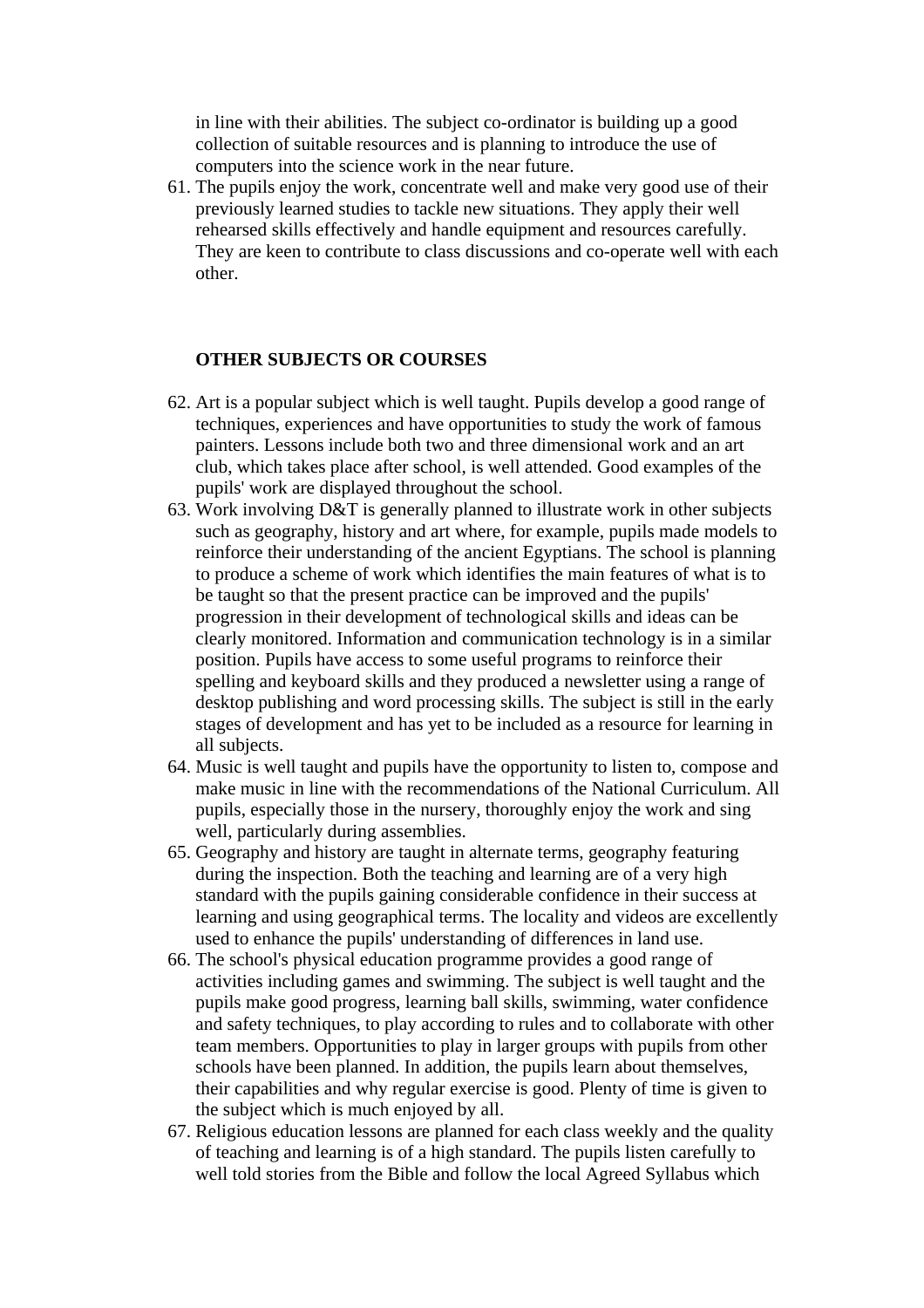in line with their abilities. The subject co-ordinator is building up a good collection of suitable resources and is planning to introduce the use of computers into the science work in the near future.

61. The pupils enjoy the work, concentrate well and make very good use of their previously learned studies to tackle new situations. They apply their well rehearsed skills effectively and handle equipment and resources carefully. They are keen to contribute to class discussions and co-operate well with each other.

**OTHER SUBJECTS OR COURSES**

62. Art is a popular subject which is well taught. Pupils develop a good range of techniques, experiences and have opportunities to study the work of famous painters. Lessons include both two and three dimensional work and an art club, which takes place after school, is well attended. Good examples of the pupils' work are displayed throughout the school.
63. Work involving D&T is generally planned to illustrate work in other subjects such as geography, history and art where, for example, pupils made models to reinforce their understanding of the ancient Egyptians. The school is planning to produce a scheme of work which identifies the main features of what is to be taught so that the present practice can be improved and the pupils' progression in their development of technological skills and ideas can be clearly monitored. Information and communication technology is in a similar position. Pupils have access to some useful programs to reinforce their spelling and keyboard skills and they produced a newsletter using a range of desktop publishing and word processing skills. The subject is still in the early stages of development and has yet to be included as a resource for learning in all subjects.
64. Music is well taught and pupils have the opportunity to listen to, compose and make music in line with the recommendations of the National Curriculum. All pupils, especially those in the nursery, thoroughly enjoy the work and sing well, particularly during assemblies.
65. Geography and history are taught in alternate terms, geography featuring during the inspection. Both the teaching and learning are of a very high standard with the pupils gaining considerable confidence in their success at learning and using geographical terms. The locality and videos are excellently used to enhance the pupils' understanding of differences in land use.
66. The school's physical education programme provides a good range of activities including games and swimming. The subject is well taught and the pupils make good progress, learning ball skills, swimming, water confidence and safety techniques, to play according to rules and to collaborate with other team members. Opportunities to play in larger groups with pupils from other schools have been planned. In addition, the pupils learn about themselves, their capabilities and why regular exercise is good. Plenty of time is given to the subject which is much enjoyed by all.
67. Religious education lessons are planned for each class weekly and the quality of teaching and learning is of a high standard. The pupils listen carefully to well told stories from the Bible and follow the local Agreed Syllabus which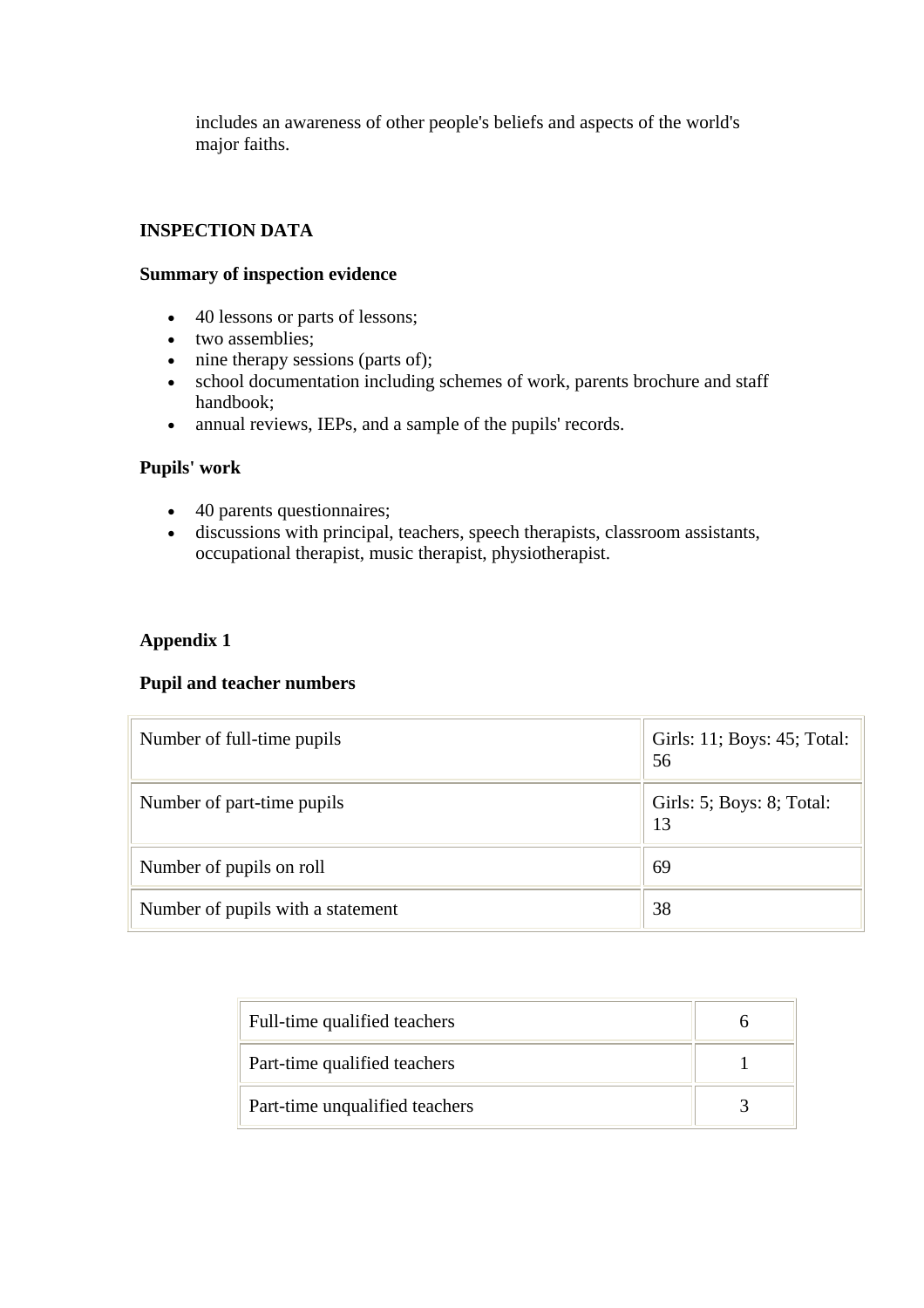includes an awareness of other people's beliefs and aspects of the world's major faiths.

## INSPECTION DATA

### Summary of inspection evidence

- 40 lessons or parts of lessons;
- two assemblies;
- nine therapy sessions (parts of);
- school documentation including schemes of work, parents brochure and staff handbook;
- annual reviews, IEPs, and a sample of the pupils' records.

### Pupils' work

- 40 parents questionnaires;
- discussions with principal, teachers, speech therapists, classroom assistants, occupational therapist, music therapist, physiotherapist.

## Appendix 1

### Pupil and teacher numbers

| | |
|---|---|
| Number of full-time pupils | Girls: 11; Boys: 45; Total: 56 |
| Number of part-time pupils | Girls: 5; Boys: 8; Total: 13 |
| Number of pupils on roll | 69 |
| Number of pupils with a statement | 38 |

| | |
|---|---|
| Full-time qualified teachers | 6 |
| Part-time qualified teachers | 1 |
| Part-time unqualified teachers | 3 |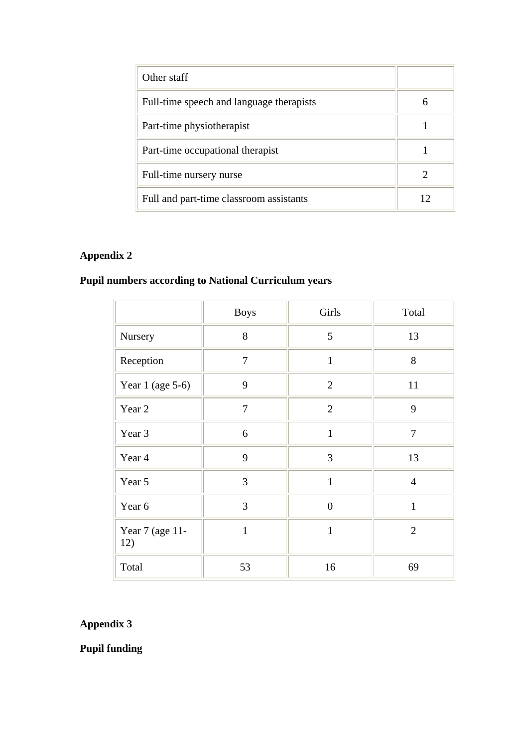| Other staff | |
|---|---|
| Full-time speech and language therapists | 6 |
| Part-time physiotherapist | 1 |
| Part-time occupational therapist | 1 |
| Full-time nursery nurse | 2 |
| Full and part-time classroom assistants | 12 |

**Appendix 2**

**Pupil numbers according to National Curriculum years**

| | Boys | Girls | Total |
|---|---|---|---|
| Nursery | 8 | 5 | 13 |
| Reception | 7 | 1 | 8 |
| Year 1 (age 5-6) | 9 | 2 | 11 |
| Year 2 | 7 | 2 | 9 |
| Year 3 | 6 | 1 | 7 |
| Year 4 | 9 | 3 | 13 |
| Year 5 | 3 | 1 | 4 |
| Year 6 | 3 | 0 | 1 |
| Year 7 (age 11-12) | 1 | 1 | 2 |
| Total | 53 | 16 | 69 |

**Appendix 3**

**Pupil funding**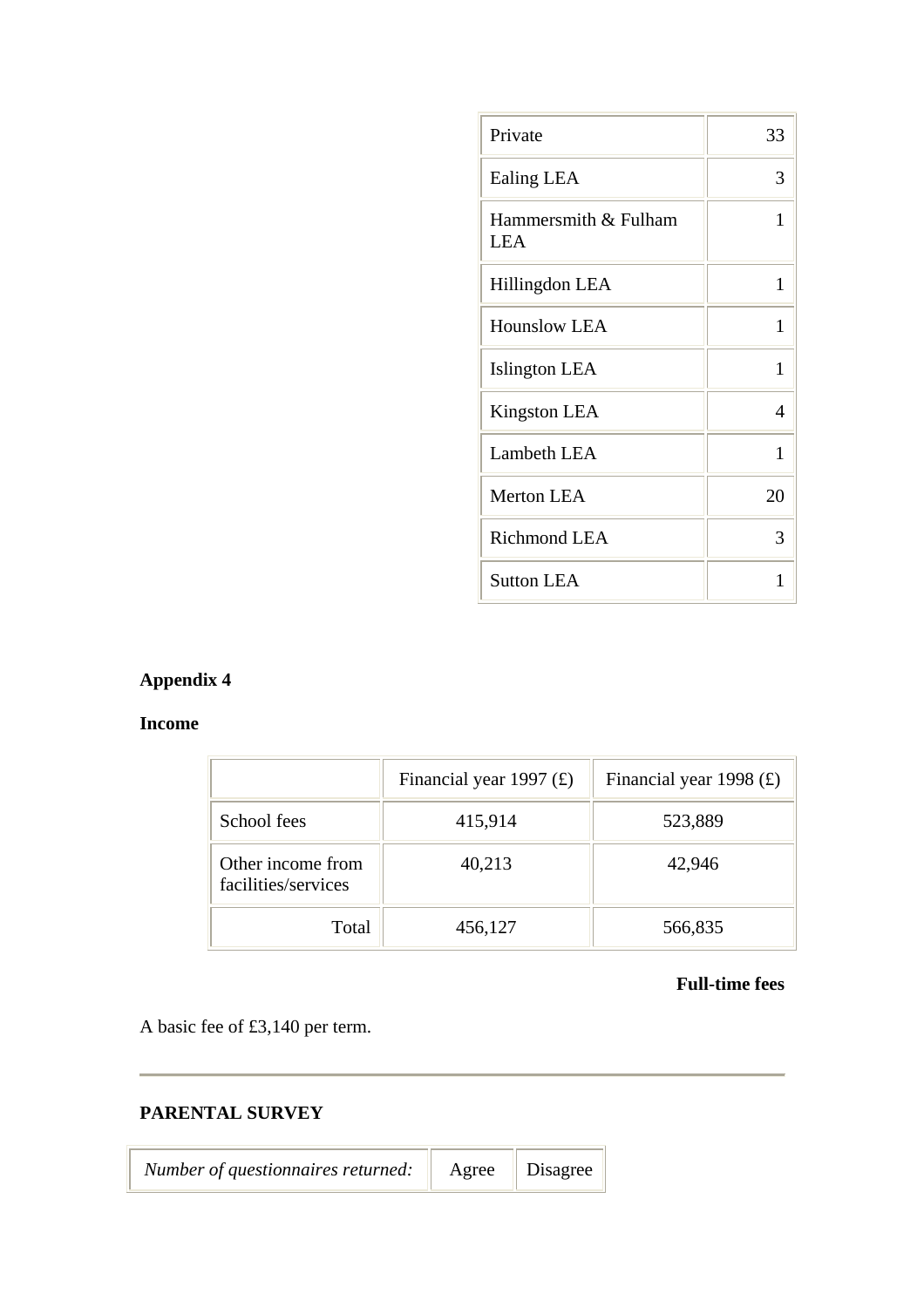| | |
|---|---|
| Private | 33 |
| Ealing LEA | 3 |
| Hammersmith & Fulham LEA | 1 |
| Hillingdon LEA | 1 |
| Hounslow LEA | 1 |
| Islington LEA | 1 |
| Kingston LEA | 4 |
| Lambeth LEA | 1 |
| Merton LEA | 20 |
| Richmond LEA | 3 |
| Sutton LEA | 1 |

**Appendix 4**

**Income**

| | Financial year 1997 (£) | Financial year 1998 (£) |
|---|---|---|
| School fees | 415,914 | 523,889 |
| Other income from facilities/services | 40,213 | 42,946 |
| Total | 456,127 | 566,835 |

**Full-time fees**

A basic fee of £3,140 per term.

---

**PARENTAL SURVEY**

| *Number of questionnaires returned:* | Agree | Disagree |
|---|---|---|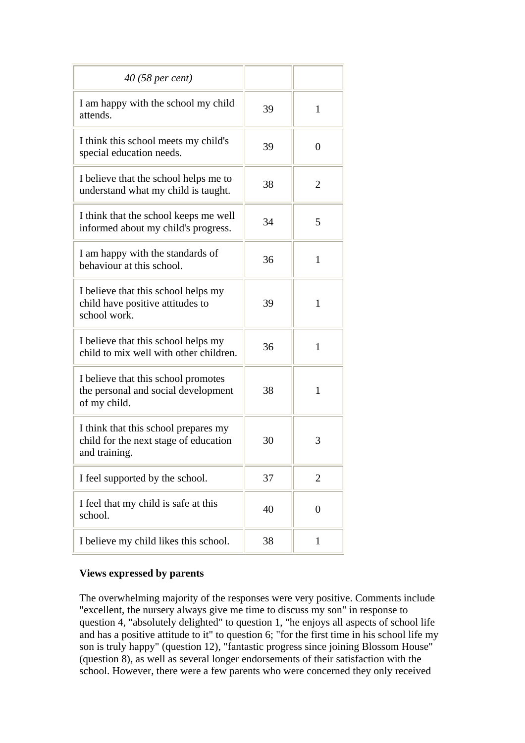| *40 (58 per cent)* | | |
|---|---|---|
| I am happy with the school my child attends. | 39 | 1 |
| I think this school meets my child's special education needs. | 39 | 0 |
| I believe that the school helps me to understand what my child is taught. | 38 | 2 |
| I think that the school keeps me well informed about my child's progress. | 34 | 5 |
| I am happy with the standards of behaviour at this school. | 36 | 1 |
| I believe that this school helps my child have positive attitudes to school work. | 39 | 1 |
| I believe that this school helps my child to mix well with other children. | 36 | 1 |
| I believe that this school promotes the personal and social development of my child. | 38 | 1 |
| I think that this school prepares my child for the next stage of education and training. | 30 | 3 |
| I feel supported by the school. | 37 | 2 |
| I feel that my child is safe at this school. | 40 | 0 |
| I believe my child likes this school. | 38 | 1 |

**Views expressed by parents**

The overwhelming majority of the responses were very positive. Comments include "excellent, the nursery always give me time to discuss my son" in response to question 4, "absolutely delighted" to question 1, "he enjoys all aspects of school life and has a positive attitude to it" to question 6; "for the first time in his school life my son is truly happy" (question 12), "fantastic progress since joining Blossom House" (question 8), as well as several longer endorsements of their satisfaction with the school. However, there were a few parents who were concerned they only received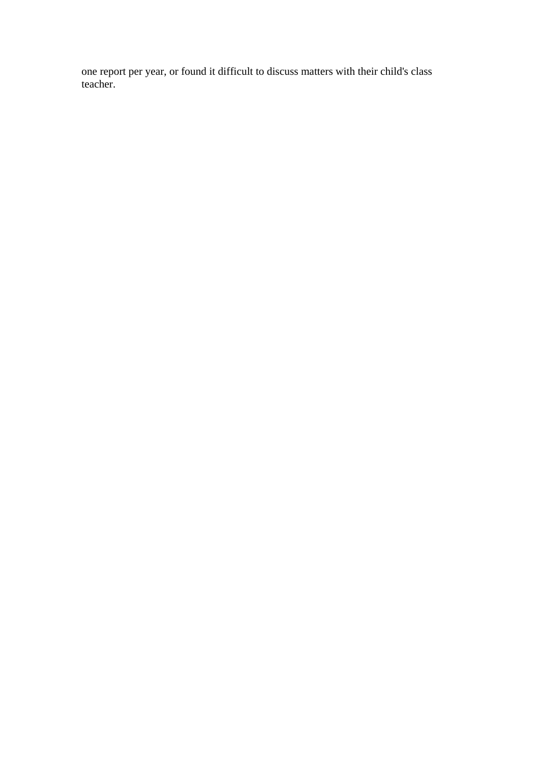one report per year, or found it difficult to discuss matters with their child's class teacher.